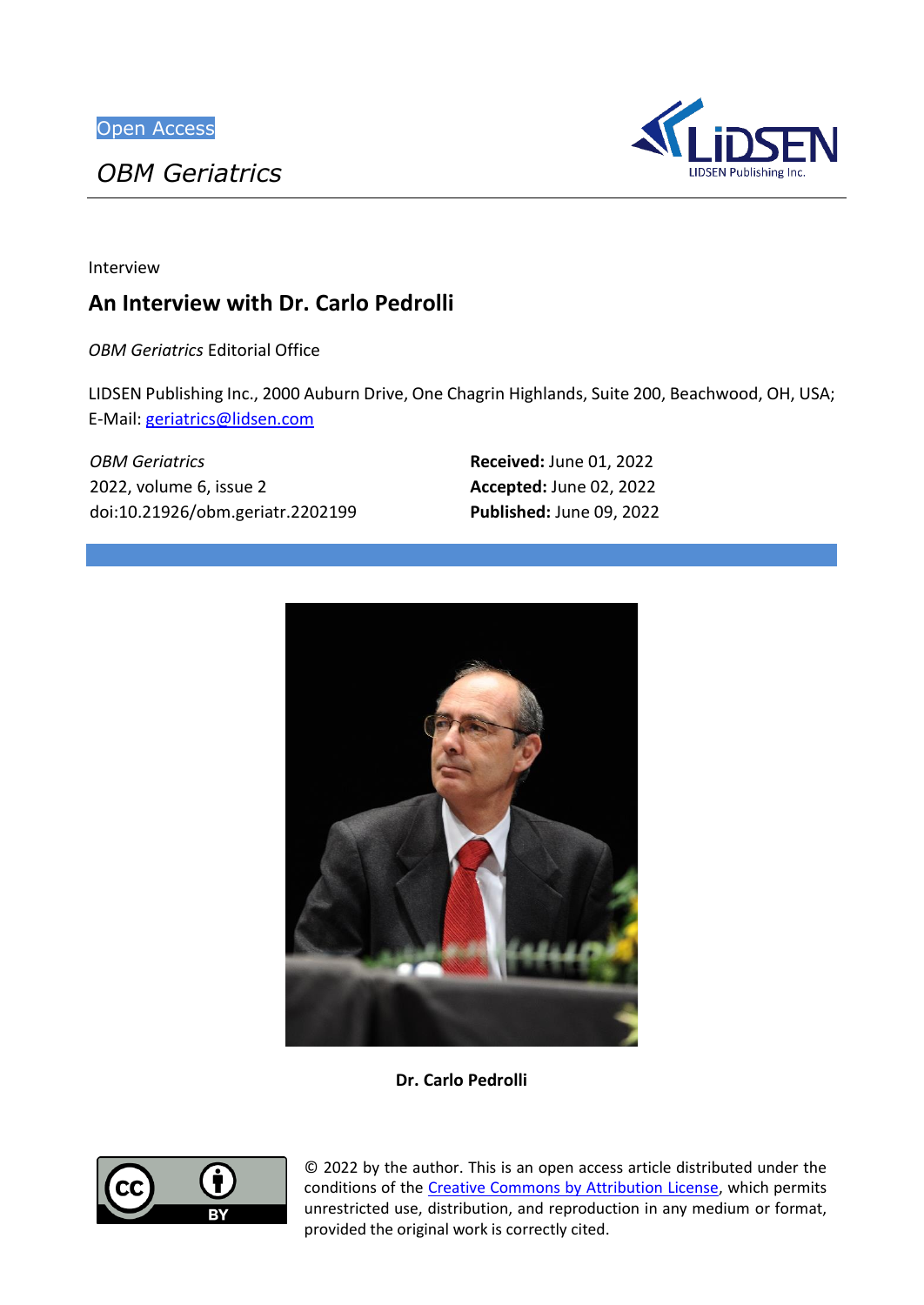Open Access

*OBM Geriatrics*

Interview

# An Interview with Dr. Carlo Pedrolli

*OBM Geriatrics* Editorial Office

LIDSEN Publishing Inc., 2000 Auburn Drive, One Chagrin Highlands, Suite 200, Beachwood, OH, USA; E-Mail: geriatrics@lidsen.com

*OBM Geriatrics*
2022, volume 6, issue 2
doi:10.21926/obm.geriatr.2202199

**Received:** June 01, 2022
**Accepted:** June 02, 2022
**Published:** June 09, 2022

**Dr. Carlo Pedrolli**

© 2022 by the author. This is an open access article distributed under the conditions of the Creative Commons by Attribution License, which permits unrestricted use, distribution, and reproduction in any medium or format, provided the original work is correctly cited.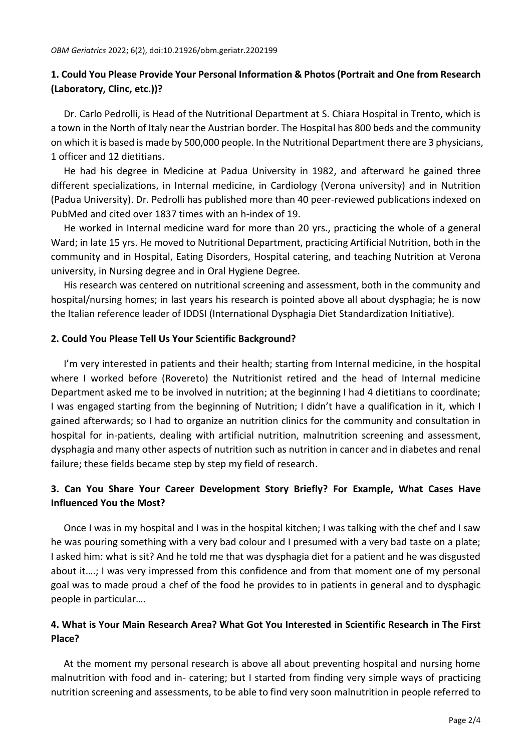## 1. Could You Please Provide Your Personal Information & Photos (Portrait and One from Research (Laboratory, Clinc, etc.))?

Dr. Carlo Pedrolli, is Head of the Nutritional Department at S. Chiara Hospital in Trento, which is a town in the North of Italy near the Austrian border. The Hospital has 800 beds and the community on which it is based is made by 500,000 people. In the Nutritional Department there are 3 physicians, 1 officer and 12 dietitians.

He had his degree in Medicine at Padua University in 1982, and afterward he gained three different specializations, in Internal medicine, in Cardiology (Verona university) and in Nutrition (Padua University). Dr. Pedrolli has published more than 40 peer-reviewed publications indexed on PubMed and cited over 1837 times with an h-index of 19.

He worked in Internal medicine ward for more than 20 yrs., practicing the whole of a general Ward; in late 15 yrs. He moved to Nutritional Department, practicing Artificial Nutrition, both in the community and in Hospital, Eating Disorders, Hospital catering, and teaching Nutrition at Verona university, in Nursing degree and in Oral Hygiene Degree.

His research was centered on nutritional screening and assessment, both in the community and hospital/nursing homes; in last years his research is pointed above all about dysphagia; he is now the Italian reference leader of IDDSI (International Dysphagia Diet Standardization Initiative).

## 2. Could You Please Tell Us Your Scientific Background?

I'm very interested in patients and their health; starting from Internal medicine, in the hospital where I worked before (Rovereto) the Nutritionist retired and the head of Internal medicine Department asked me to be involved in nutrition; at the beginning I had 4 dietitians to coordinate; I was engaged starting from the beginning of Nutrition; I didn't have a qualification in it, which I gained afterwards; so I had to organize an nutrition clinics for the community and consultation in hospital for in-patients, dealing with artificial nutrition, malnutrition screening and assessment, dysphagia and many other aspects of nutrition such as nutrition in cancer and in diabetes and renal failure; these fields became step by step my field of research.

## 3. Can You Share Your Career Development Story Briefly? For Example, What Cases Have Influenced You the Most?

Once I was in my hospital and I was in the hospital kitchen; I was talking with the chef and I saw he was pouring something with a very bad colour and I presumed with a very bad taste on a plate; I asked him: what is sit? And he told me that was dysphagia diet for a patient and he was disgusted about it….; I was very impressed from this confidence and from that moment one of my personal goal was to made proud a chef of the food he provides to in patients in general and to dysphagic people in particular….

## 4. What is Your Main Research Area? What Got You Interested in Scientific Research in The First Place?

At the moment my personal research is above all about preventing hospital and nursing home malnutrition with food and in- catering; but I started from finding very simple ways of practicing nutrition screening and assessments, to be able to find very soon malnutrition in people referred to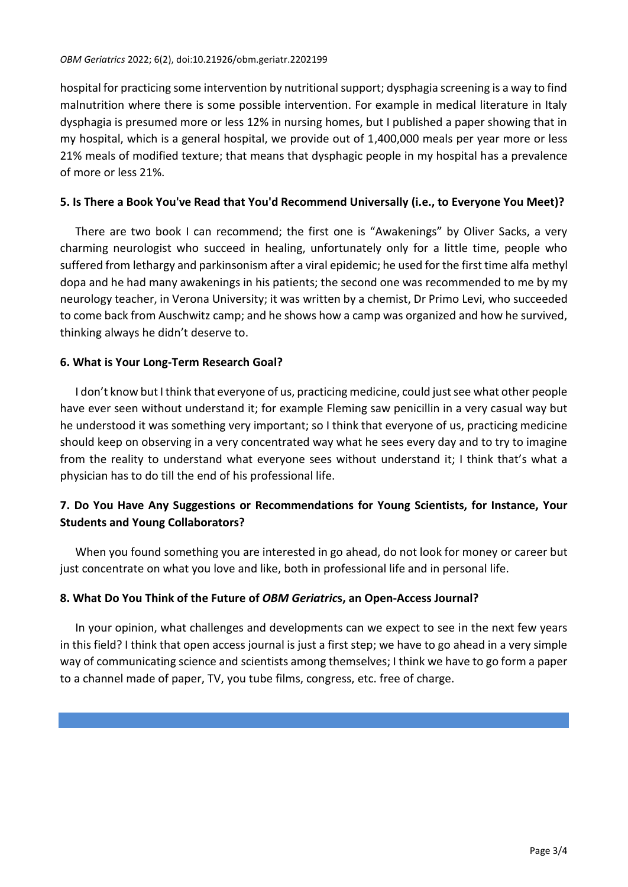hospital for practicing some intervention by nutritional support; dysphagia screening is a way to find malnutrition where there is some possible intervention. For example in medical literature in Italy dysphagia is presumed more or less 12% in nursing homes, but I published a paper showing that in my hospital, which is a general hospital, we provide out of 1,400,000 meals per year more or less 21% meals of modified texture; that means that dysphagic people in my hospital has a prevalence of more or less 21%.

### 5. Is There a Book You've Read that You'd Recommend Universally (i.e., to Everyone You Meet)?

There are two book I can recommend; the first one is "Awakenings" by Oliver Sacks, a very charming neurologist who succeed in healing, unfortunately only for a little time, people who suffered from lethargy and parkinsonism after a viral epidemic; he used for the first time alfa methyl dopa and he had many awakenings in his patients; the second one was recommended to me by my neurology teacher, in Verona University; it was written by a chemist, Dr Primo Levi, who succeeded to come back from Auschwitz camp; and he shows how a camp was organized and how he survived, thinking always he didn't deserve to.

### 6. What is Your Long-Term Research Goal?

I don't know but I think that everyone of us, practicing medicine, could just see what other people have ever seen without understand it; for example Fleming saw penicillin in a very casual way but he understood it was something very important; so I think that everyone of us, practicing medicine should keep on observing in a very concentrated way what he sees every day and to try to imagine from the reality to understand what everyone sees without understand it; I think that's what a physician has to do till the end of his professional life.

### 7. Do You Have Any Suggestions or Recommendations for Young Scientists, for Instance, Your Students and Young Collaborators?

When you found something you are interested in go ahead, do not look for money or career but just concentrate on what you love and like, both in professional life and in personal life.

### 8. What Do You Think of the Future of *OBM Geriatrics*, an Open-Access Journal?

In your opinion, what challenges and developments can we expect to see in the next few years in this field? I think that open access journal is just a first step; we have to go ahead in a very simple way of communicating science and scientists among themselves; I think we have to go form a paper to a channel made of paper, TV, you tube films, congress, etc. free of charge.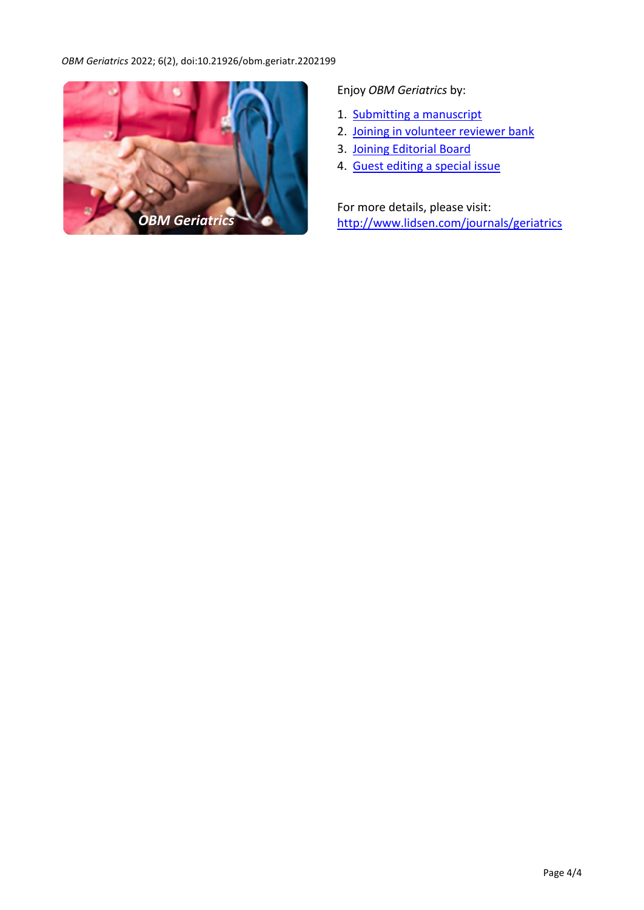Enjoy *OBM Geriatrics* by:

1. Submitting a manuscript
2. Joining in volunteer reviewer bank
3. Joining Editorial Board
4. Guest editing a special issue

For more details, please visit:
http://www.lidsen.com/journals/geriatrics